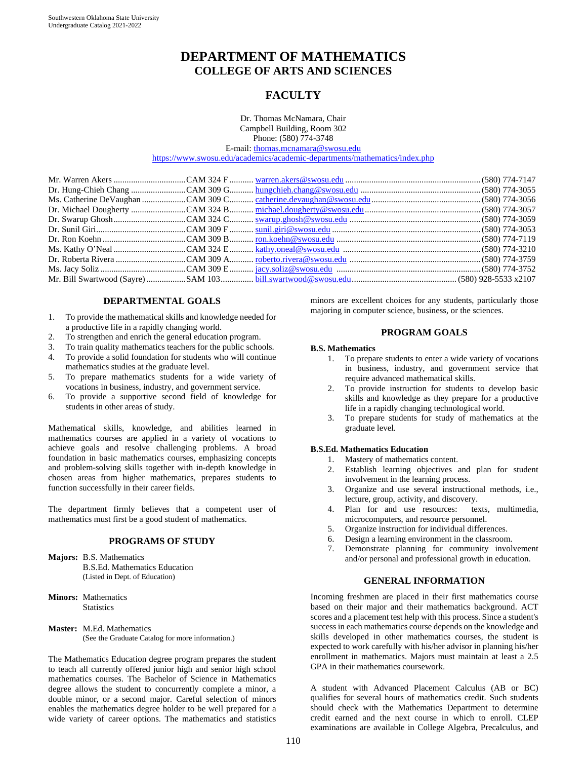# DEPARTMENT OF MATHEMATICS
## COLLEGE OF ARTS AND SCIENCES

## FACULTY

Dr. Thomas McNamara, Chair
Campbell Building, Room 302
Phone: (580) 774-3748
E-mail: thomas.mcnamara@swosu.edu
https://www.swosu.edu/academics/academic-departments/mathematics/index.php

| Name | Office | E-mail | Phone |
|---|---|---|---|
| Mr. Warren Akers | CAM 324 F | warren.akers@swosu.edu | (580) 774-7147 |
| Dr. Hung-Chieh Chang | CAM 309 G | hungchieh.chang@swosu.edu | (580) 774-3055 |
| Ms. Catherine DeVaughan | CAM 309 C | catherine.devaughan@swosu.edu | (580) 774-3056 |
| Dr. Michael Dougherty | CAM 324 B | michael.dougherty@swosu.edu | (580) 774-3057 |
| Dr. Swarup Ghosh | CAM 324 C | swarup.ghosh@swosu.edu | (580) 774-3059 |
| Dr. Sunil Giri | CAM 309 F | sunil.giri@swosu.edu | (580) 774-3053 |
| Dr. Ron Koehn | CAM 309 B | ron.koehn@swosu.edu | (580) 774-7119 |
| Ms. Kathy O'Neal | CAM 324 E | kathy.oneal@swosu.edu | (580) 774-3210 |
| Dr. Roberta Rivera | CAM 309 A | roberto.rivera@swosu.edu | (580) 774-3759 |
| Ms. Jacy Soliz | CAM 309 E | jacy.soliz@swosu.edu | (580) 774-3752 |
| Mr. Bill Swartwood (Sayre) | SAM 103 | bill.swartwood@swosu.edu | (580) 928-5533 x2107 |

### DEPARTMENTAL GOALS

1. To provide the mathematical skills and knowledge needed for a productive life in a rapidly changing world.
2. To strengthen and enrich the general education program.
3. To train quality mathematics teachers for the public schools.
4. To provide a solid foundation for students who will continue mathematics studies at the graduate level.
5. To prepare mathematics students for a wide variety of vocations in business, industry, and government service.
6. To provide a supportive second field of knowledge for students in other areas of study.

Mathematical skills, knowledge, and abilities learned in mathematics courses are applied in a variety of vocations to achieve goals and resolve challenging problems. A broad foundation in basic mathematics courses, emphasizing concepts and problem-solving skills together with in-depth knowledge in chosen areas from higher mathematics, prepares students to function successfully in their career fields.

The department firmly believes that a competent user of mathematics must first be a good student of mathematics.

### PROGRAMS OF STUDY

**Majors:** B.S. Mathematics
B.S.Ed. Mathematics Education
(Listed in Dept. of Education)

**Minors:** Mathematics
Statistics

**Master:** M.Ed. Mathematics
(See the Graduate Catalog for more information.)

The Mathematics Education degree program prepares the student to teach all currently offered junior high and senior high school mathematics courses. The Bachelor of Science in Mathematics degree allows the student to concurrently complete a minor, a double minor, or a second major. Careful selection of minors enables the mathematics degree holder to be well prepared for a wide variety of career options. The mathematics and statistics minors are excellent choices for any students, particularly those majoring in computer science, business, or the sciences.

### PROGRAM GOALS

**B.S. Mathematics**

1. To prepare students to enter a wide variety of vocations in business, industry, and government service that require advanced mathematical skills.
2. To provide instruction for students to develop basic skills and knowledge as they prepare for a productive life in a rapidly changing technological world.
3. To prepare students for study of mathematics at the graduate level.

**B.S.Ed. Mathematics Education**

1. Mastery of mathematics content.
2. Establish learning objectives and plan for student involvement in the learning process.
3. Organize and use several instructional methods, i.e., lecture, group, activity, and discovery.
4. Plan for and use resources: texts, multimedia, microcomputers, and resource personnel.
5. Organize instruction for individual differences.
6. Design a learning environment in the classroom.
7. Demonstrate planning for community involvement and/or personal and professional growth in education.

### GENERAL INFORMATION

Incoming freshmen are placed in their first mathematics course based on their major and their mathematics background. ACT scores and a placement test help with this process. Since a student's success in each mathematics course depends on the knowledge and skills developed in other mathematics courses, the student is expected to work carefully with his/her advisor in planning his/her enrollment in mathematics. Majors must maintain at least a 2.5 GPA in their mathematics coursework.

A student with Advanced Placement Calculus (AB or BC) qualifies for several hours of mathematics credit. Such students should check with the Mathematics Department to determine credit earned and the next course in which to enroll. CLEP examinations are available in College Algebra, Precalculus, and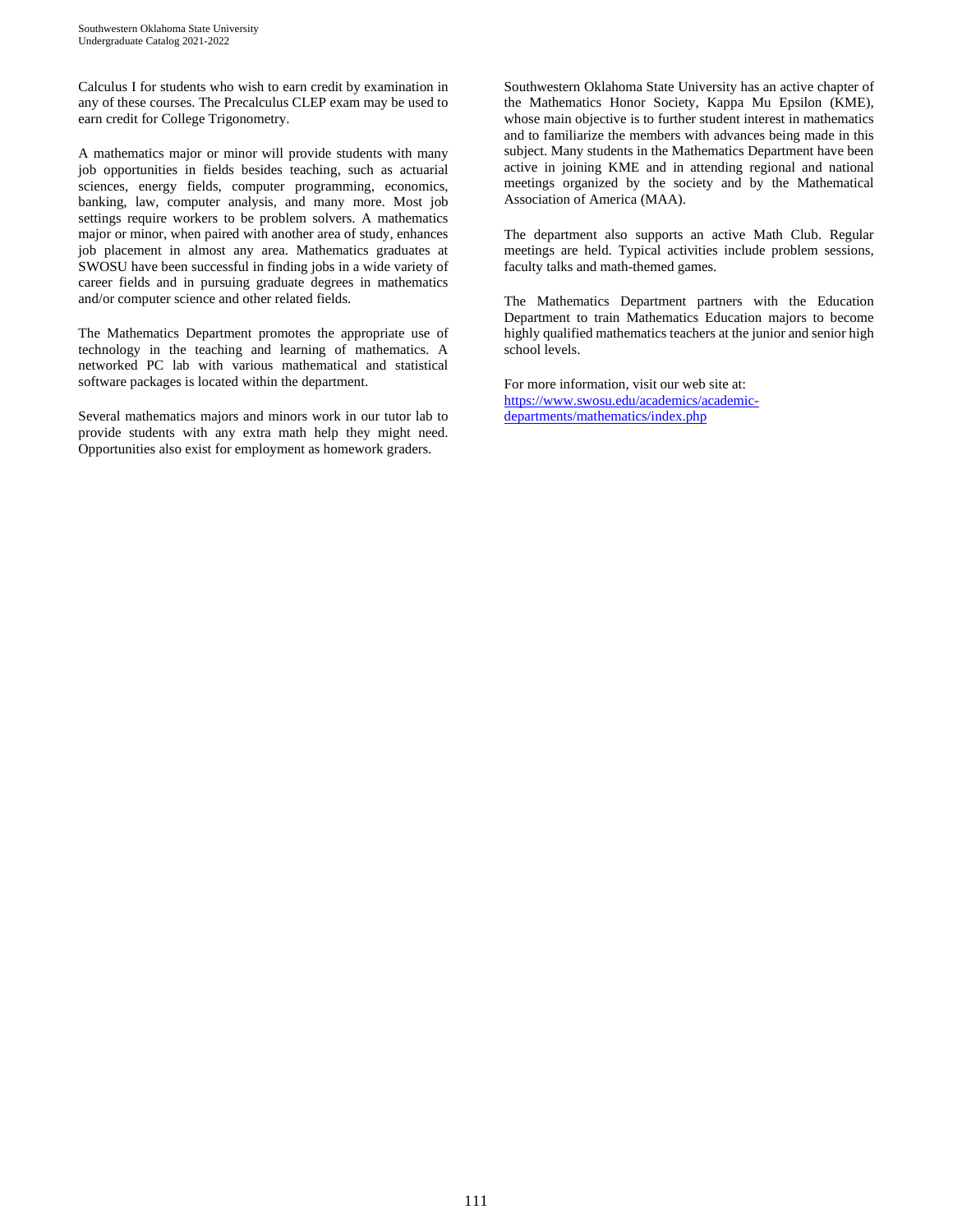Calculus I for students who wish to earn credit by examination in any of these courses. The Precalculus CLEP exam may be used to earn credit for College Trigonometry.

A mathematics major or minor will provide students with many job opportunities in fields besides teaching, such as actuarial sciences, energy fields, computer programming, economics, banking, law, computer analysis, and many more. Most job settings require workers to be problem solvers. A mathematics major or minor, when paired with another area of study, enhances job placement in almost any area. Mathematics graduates at SWOSU have been successful in finding jobs in a wide variety of career fields and in pursuing graduate degrees in mathematics and/or computer science and other related fields.

The Mathematics Department promotes the appropriate use of technology in the teaching and learning of mathematics. A networked PC lab with various mathematical and statistical software packages is located within the department.

Several mathematics majors and minors work in our tutor lab to provide students with any extra math help they might need. Opportunities also exist for employment as homework graders.

Southwestern Oklahoma State University has an active chapter of the Mathematics Honor Society, Kappa Mu Epsilon (KME), whose main objective is to further student interest in mathematics and to familiarize the members with advances being made in this subject. Many students in the Mathematics Department have been active in joining KME and in attending regional and national meetings organized by the society and by the Mathematical Association of America (MAA).

The department also supports an active Math Club. Regular meetings are held. Typical activities include problem sessions, faculty talks and math-themed games.

The Mathematics Department partners with the Education Department to train Mathematics Education majors to become highly qualified mathematics teachers at the junior and senior high school levels.

For more information, visit our web site at:
[https://www.swosu.edu/academics/academic-departments/mathematics/index.php](https://www.swosu.edu/academics/academic-departments/mathematics/index.php)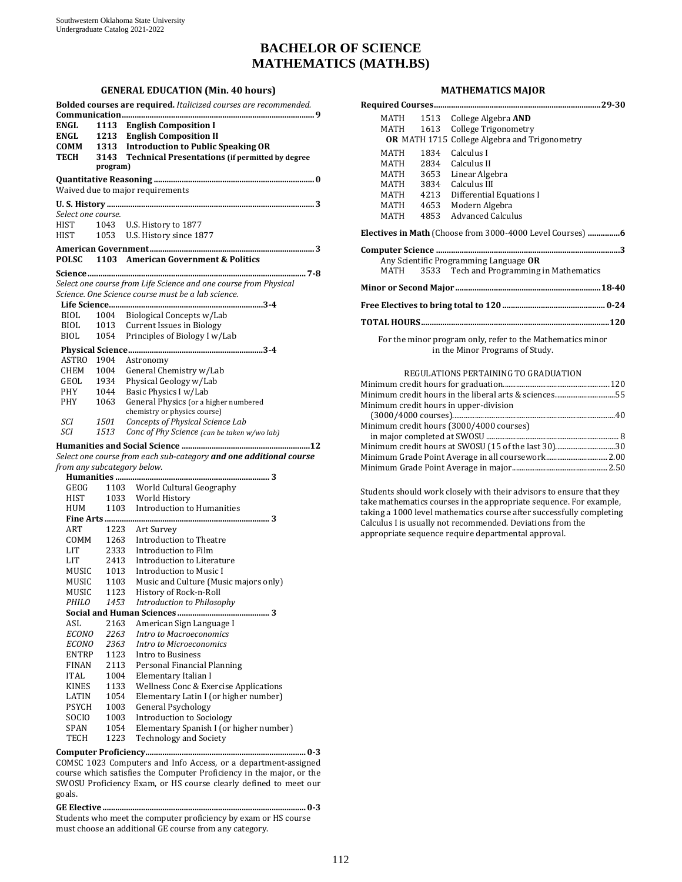# BACHELOR OF SCIENCE
# MATHEMATICS (MATH.BS)

## GENERAL EDUCATION (Min. 40 hours)

**Bolded courses are required.** *Italicized courses are recommended.*

**Communication........................................ 9**

| | | |
|---|---|---|
| **ENGL** | **1113** | **English Composition I** |
| **ENGL** | **1213** | **English Composition II** |
| **COMM** | **1313** | **Introduction to Public Speaking OR** |
| **TECH** | **3143 program)** | **Technical Presentations (if permitted by degree** |

**Quantitative Reasoning........................................ 0**

Waived due to major requirements

**U. S. History........................................ 3**

*Select one course.*

| | | |
|---|---|---|
| HIST | 1043 | U.S. History to 1877 |
| HIST | 1053 | U.S. History since 1877 |

**American Government........................................ 3**

| | | |
|---|---|---|
| **POLSC** | **1103** | **American Government & Politics** |

**Science........................................ 7-8**

*Select one course from Life Science and one course from Physical Science. One Science course must be a lab science.*

**Life Science........................................ 3-4**

| | | |
|---|---|---|
| BIOL | 1004 | Biological Concepts w/Lab |
| BIOL | 1013 | Current Issues in Biology |
| BIOL | 1054 | Principles of Biology I w/Lab |

**Physical Science........................................ 3-4**

| | | |
|---|---|---|
| ASTRO | 1904 | Astronomy |
| CHEM | 1004 | General Chemistry w/Lab |
| GEOL | 1934 | Physical Geology w/Lab |
| PHY | 1044 | Basic Physics I w/Lab |
| PHY | 1063 | General Physics (or a higher numbered chemistry or physics course) |
| *SCI* | *1501* | *Concepts of Physical Science Lab* |
| *SCI* | *1513* | *Conc of Phy Science (can be taken w/wo lab)* |

**Humanities and Social Science........................................ 12**

*Select one course from each sub-category **and one additional course** from any subcategory below.*

**Humanities........................................ 3**

| | | |
|---|---|---|
| GEOG | 1103 | World Cultural Geography |
| HIST | 1033 | World History |
| HUM | 1103 | Introduction to Humanities |

**Fine Arts........................................ 3**

| | | |
|---|---|---|
| ART | 1223 | Art Survey |
| COMM | 1263 | Introduction to Theatre |
| LIT | 2333 | Introduction to Film |
| LIT | 2413 | Introduction to Literature |
| MUSIC | 1013 | Introduction to Music I |
| MUSIC | 1103 | Music and Culture (Music majors only) |
| MUSIC | 1123 | History of Rock-n-Roll |
| *PHILO* | *1453* | *Introduction to Philosophy* |

**Social and Human Sciences........................................ 3**

| | | |
|---|---|---|
| ASL | 2163 | American Sign Language I |
| *ECONO* | *2263* | *Intro to Macroeconomics* |
| *ECONO* | *2363* | *Intro to Microeconomics* |
| ENTRP | 1123 | Intro to Business |
| FINAN | 2113 | Personal Financial Planning |
| ITAL | 1004 | Elementary Italian I |
| KINES | 1133 | Wellness Conc & Exercise Applications |
| LATIN | 1054 | Elementary Latin I (or higher number) |
| PSYCH | 1003 | General Psychology |
| SOCIO | 1003 | Introduction to Sociology |
| SPAN | 1054 | Elementary Spanish I (or higher number) |
| TECH | 1223 | Technology and Society |

**Computer Proficiency........................................ 0-3**

COMSC 1023 Computers and Info Access, or a department-assigned course which satisfies the Computer Proficiency in the major, or the SWOSU Proficiency Exam, or HS course clearly defined to meet our goals.

**GE Elective........................................ 0-3**

Students who meet the computer proficiency by exam or HS course must choose an additional GE course from any category.

## MATHEMATICS MAJOR

**Required Courses........................................ 29-30**

| | | |
|---|---|---|
| MATH | 1513 | College Algebra **AND** |
| MATH | 1613 | College Trigonometry |
| **OR** MATH 1715 College Algebra and Trigonometry | | |
| MATH | 1834 | Calculus I |
| MATH | 2834 | Calculus II |
| MATH | 3653 | Linear Algebra |
| MATH | 3834 | Calculus III |
| MATH | 4213 | Differential Equations I |
| MATH | 4653 | Modern Algebra |
| MATH | 4853 | Advanced Calculus |

**Electives in Math** (Choose from 3000-4000 Level Courses) **........................................ 6**

**Computer Science........................................ 3**

Any Scientific Programming Language **OR**

| | | |
|---|---|---|
| MATH | 3533 | Tech and Programming in Mathematics |

**Minor or Second Major........................................ 18-40**

**Free Electives to bring total to 120........................................ 0-24**

**TOTAL HOURS........................................ 120**

For the minor program only, refer to the Mathematics minor in the Minor Programs of Study.

REGULATIONS PERTAINING TO GRADUATION

| | |
|---|---|
| Minimum credit hours for graduation | 120 |
| Minimum credit hours in the liberal arts & sciences | 55 |
| Minimum credit hours in upper-division (3000/4000 courses) | 40 |
| Minimum credit hours (3000/4000 courses) in major completed at SWOSU | 8 |
| Minimum credit hours at SWOSU (15 of the last 30) | 30 |
| Minimum Grade Point Average in all coursework | 2.00 |
| Minimum Grade Point Average in major | 2.50 |

Students should work closely with their advisors to ensure that they take mathematics courses in the appropriate sequence. For example, taking a 1000 level mathematics course after successfully completing Calculus I is usually not recommended. Deviations from the appropriate sequence require departmental approval.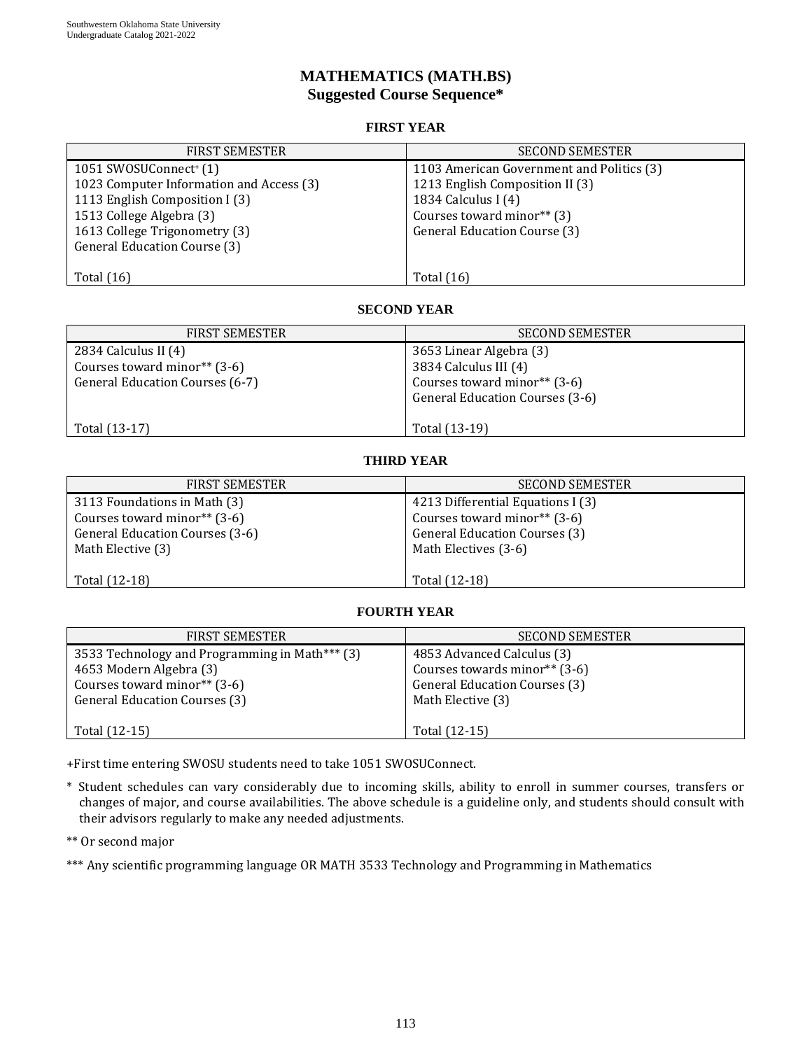# MATHEMATICS (MATH.BS)

## Suggested Course Sequence*

### FIRST YEAR

| FIRST SEMESTER | SECOND SEMESTER |
|---|---|
| 1051 SWOSUConnect+ (1) | 1103 American Government and Politics (3) |
| 1023 Computer Information and Access (3) | 1213 English Composition II (3) |
| 1113 English Composition I (3) | 1834 Calculus I (4) |
| 1513 College Algebra (3) | Courses toward minor** (3) |
| 1613 College Trigonometry (3) | General Education Course (3) |
| General Education Course (3) | |
| Total (16) | Total (16) |

### SECOND YEAR

| FIRST SEMESTER | SECOND SEMESTER |
|---|---|
| 2834 Calculus II (4) | 3653 Linear Algebra (3) |
| Courses toward minor** (3-6) | 3834 Calculus III (4) |
| General Education Courses (6-7) | Courses toward minor** (3-6) |
| | General Education Courses (3-6) |
| Total (13-17) | Total (13-19) |

### THIRD YEAR

| FIRST SEMESTER | SECOND SEMESTER |
|---|---|
| 3113 Foundations in Math (3) | 4213 Differential Equations I (3) |
| Courses toward minor** (3-6) | Courses toward minor** (3-6) |
| General Education Courses (3-6) | General Education Courses (3) |
| Math Elective (3) | Math Electives (3-6) |
| Total (12-18) | Total (12-18) |

### FOURTH YEAR

| FIRST SEMESTER | SECOND SEMESTER |
|---|---|
| 3533 Technology and Programming in Math*** (3) | 4853 Advanced Calculus (3) |
| 4653 Modern Algebra (3) | Courses towards minor** (3-6) |
| Courses toward minor** (3-6) | General Education Courses (3) |
| General Education Courses (3) | Math Elective (3) |
| Total (12-15) | Total (12-15) |

+First time entering SWOSU students need to take 1051 SWOSUConnect.

\* Student schedules can vary considerably due to incoming skills, ability to enroll in summer courses, transfers or changes of major, and course availabilities. The above schedule is a guideline only, and students should consult with their advisors regularly to make any needed adjustments.

** Or second major

*** Any scientific programming language OR MATH 3533 Technology and Programming in Mathematics